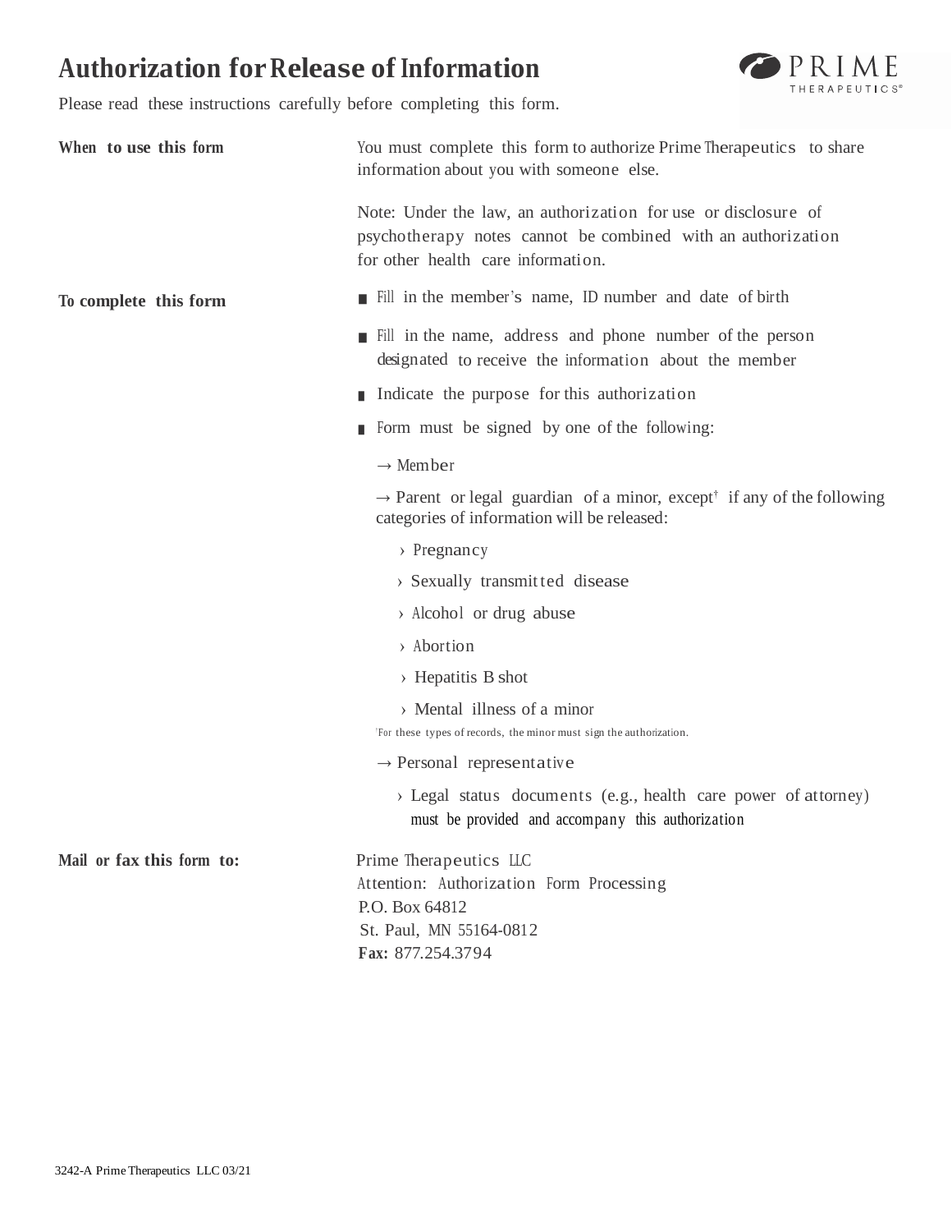# Authorization for Release of Information

Please read these instructions carefully before completing this form.

**When to use this form**

You must complete this form to authorize Prime Therapeutics to share information about you with someone else.

Note: Under the law, an authorization for use or disclosure of psychotherapy notes cannot be combined with an authorization for other health care information.

**To complete this form**

- Fill in the member's name, ID number and date of birth
- Fill in the name, address and phone number of the person designated to receive the information about the member
- Indicate the purpose for this authorization
- Form must be signed by one of the following:
  - → Member
  - → Parent or legal guardian of a minor, except† if any of the following categories of information will be released:
    - › Pregnancy
    - › Sexually transmitted disease
    - › Alcohol or drug abuse
    - › Abortion
    - › Hepatitis B shot
    - › Mental illness of a minor

    †For these types of records, the minor must sign the authorization.
  - → Personal representative
    - › Legal status documents (e.g., health care power of attorney) must be provided and accompany this authorization

**Mail or fax this form to:**

Prime Therapeutics LLC
Attention: Authorization Form Processing
P.O. Box 64812
St. Paul, MN 55164-0812
**Fax:** 877.254.3794

3242-A Prime Therapeutics LLC 03/21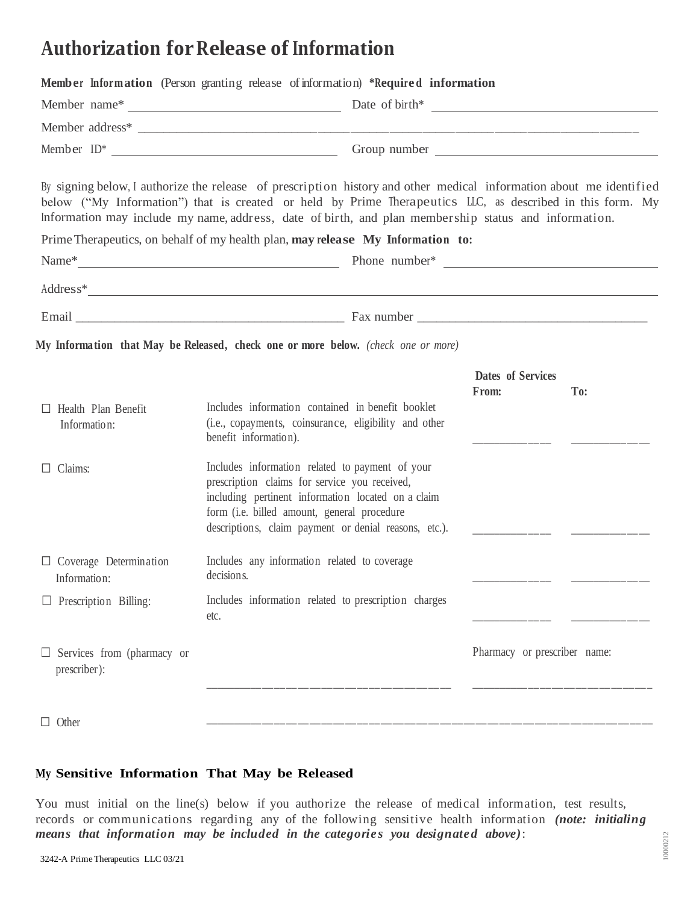# Authorization for Release of Information

**Member Information** (Person granting release of information) ***Required information**

Member name* ______________________ Date of birth* ______________________

Member address* ______________________________________________

Member ID* ______________________ Group number ______________________

By signing below, I authorize the release of prescription history and other medical information about me identified below ("My Information") that is created or held by Prime Therapeutics LLC, as described in this form. My Information may include my name, address, date of birth, and plan membership status and information.

Prime Therapeutics, on behalf of my health plan, **may release My Information to:**

Name* ______________________ Phone number* ______________________

Address* ______________________________________________

Email ______________________ Fax number ______________________

**My Information that May be Released, check one or more below.** *(check one or more)*

| | | Dates of Services From: | To: |
|---|---|---|---|
| ☐ Health Plan Benefit Information: | Includes information contained in benefit booklet (i.e., copayments, coinsurance, eligibility and other benefit information). | ____________ | ____________ |
| ☐ Claims: | Includes information related to payment of your prescription claims for service you received, including pertinent information located on a claim form (i.e. billed amount, general procedure descriptions, claim payment or denial reasons, etc.). | ____________ | ____________ |
| ☐ Coverage Determination Information: | Includes any information related to coverage decisions. | ____________ | ____________ |
| ☐ Prescription Billing: | Includes information related to prescription charges etc. | ____________ | ____________ |
| ☐ Services from (pharmacy or prescriber): | ______________________ | Pharmacy or prescriber name: ______________________ | |
| ☐ Other | ______________________ | | |

## My Sensitive Information That May be Released

You must initial on the line(s) below if you authorize the release of medical information, test results, records or communications regarding any of the following sensitive health information ***(note: initialing means that information may be included in the categories you designated above)***:

3242-A Prime Therapeutics LLC 03/21

10000212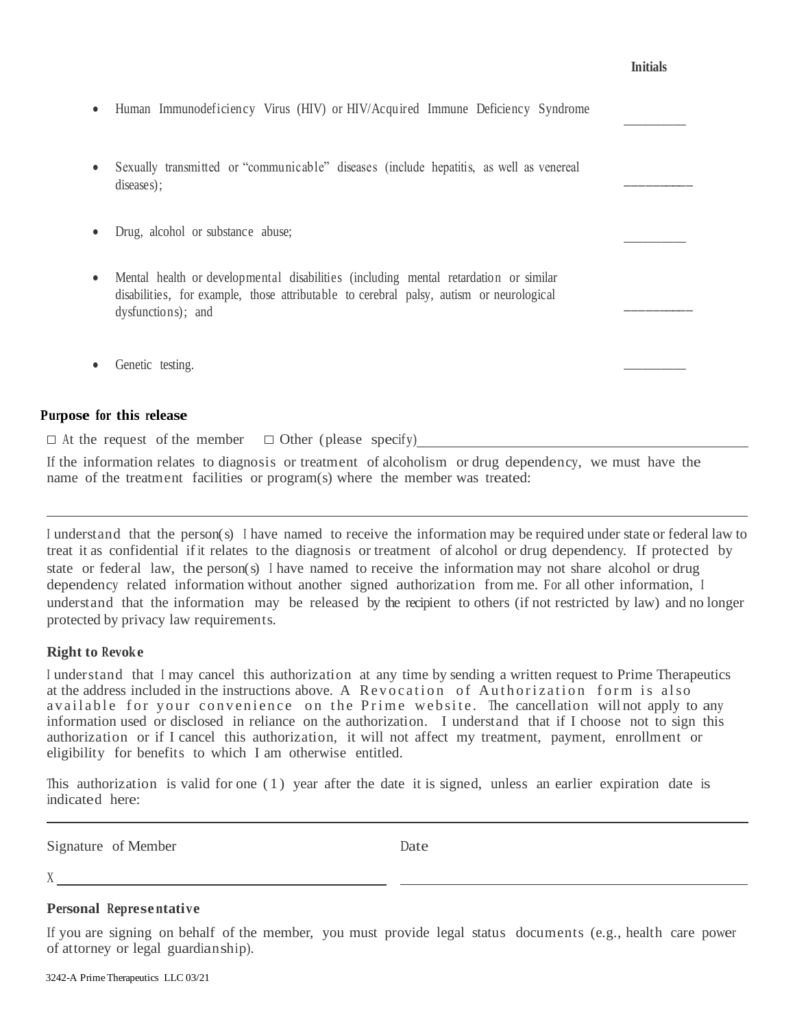**Initials**

- Human Immunodeficiency Virus (HIV) or HIV/Acquired Immune Deficiency Syndrome __________
- Sexually transmitted or "communicable" diseases (include hepatitis, as well as venereal diseases); __________
- Drug, alcohol or substance abuse; __________
- Mental health or developmental disabilities (including mental retardation or similar disabilities, for example, those attributable to cerebral palsy, autism or neurological dysfunctions); and __________
- Genetic testing. __________

**Purpose for this release**

☐ At the request of the member ☐ Other (please specify)________________________________

If the information relates to diagnosis or treatment of alcoholism or drug dependency, we must have the name of the treatment facilities or program(s) where the member was treated:

_______________________________________________________________________________

I understand that the person(s) I have named to receive the information may be required under state or federal law to treat it as confidential if it relates to the diagnosis or treatment of alcohol or drug dependency. If protected by state or federal law, the person(s) I have named to receive the information may not share alcohol or drug dependency related information without another signed authorization from me. For all other information, I understand that the information may be released by the recipient to others (if not restricted by law) and no longer protected by privacy law requirements.

**Right to Revoke**

I understand that I may cancel this authorization at any time by sending a written request to Prime Therapeutics at the address included in the instructions above. A Revocation of Authorization form is also available for your convenience on the Prime website. The cancellation will not apply to any information used or disclosed in reliance on the authorization. I understand that if I choose not to sign this authorization or if I cancel this authorization, it will not affect my treatment, payment, enrollment or eligibility for benefits to which I am otherwise entitled.

This authorization is valid for one (1) year after the date it is signed, unless an earlier expiration date is indicated here:

_______________________________________________________________________________

Signature of Member Date

X ________________________________________ ________________________________________

**Personal Representative**

If you are signing on behalf of the member, you must provide legal status documents (e.g., health care power of attorney or legal guardianship).

3242-A Prime Therapeutics LLC 03/21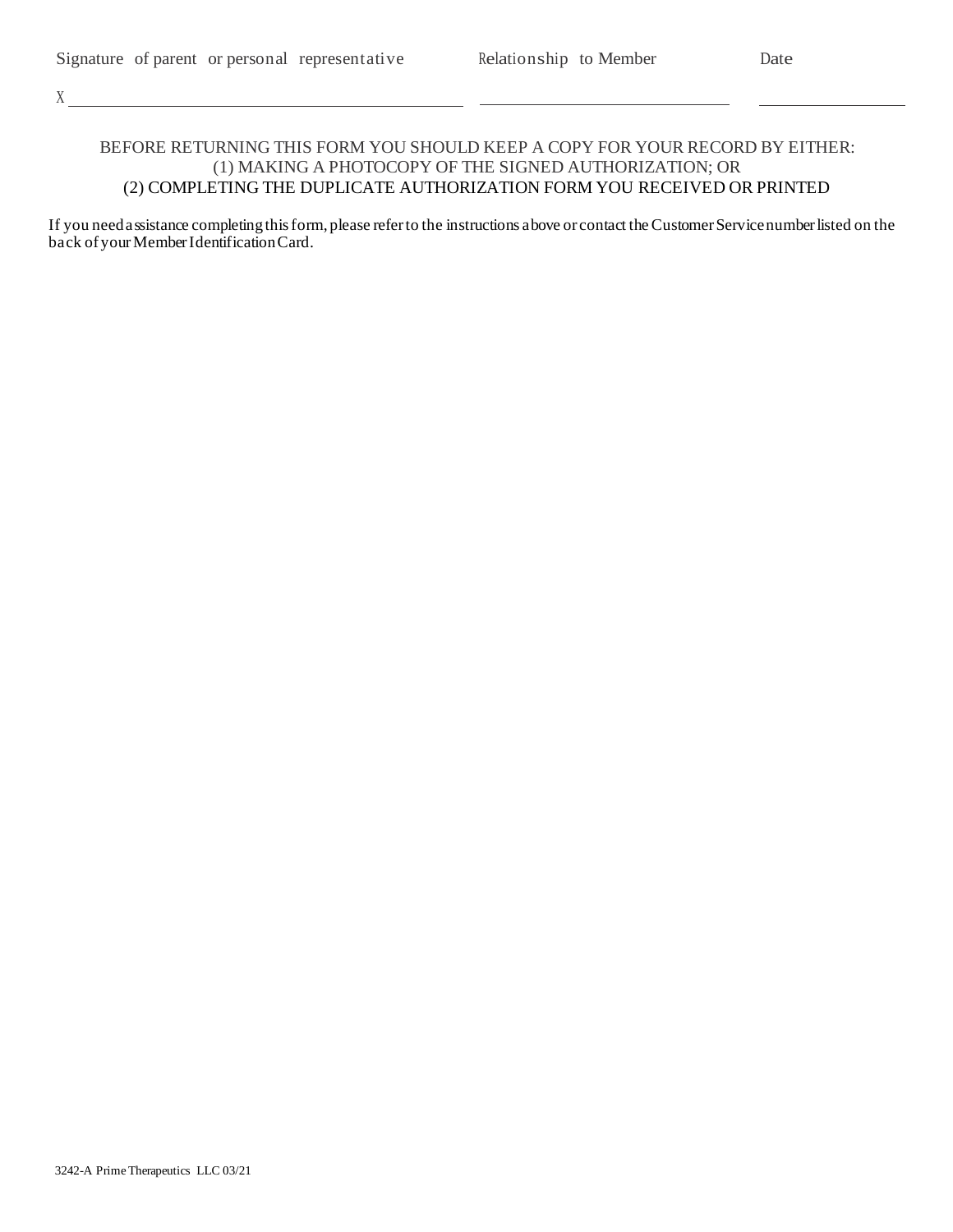| Signature of parent or personal representative | Relationship to Member | Date |
| --- | --- | --- |
| X | | |

BEFORE RETURNING THIS FORM YOU SHOULD KEEP A COPY FOR YOUR RECORD BY EITHER:
(1) MAKING A PHOTOCOPY OF THE SIGNED AUTHORIZATION; OR
(2) COMPLETING THE DUPLICATE AUTHORIZATION FORM YOU RECEIVED OR PRINTED

If you need assistance completing this form, please refer to the instructions above or contact the Customer Service number listed on the back of your Member Identification Card.

3242-A Prime Therapeutics LLC 03/21